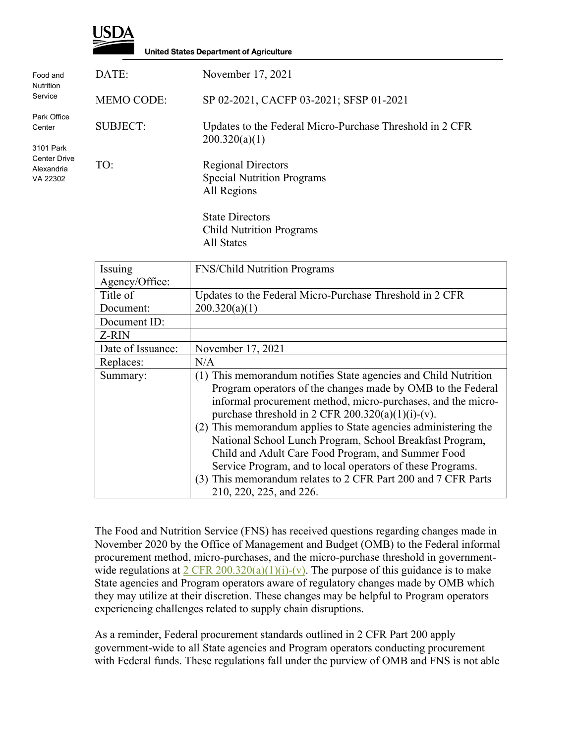**USDA**

**United States Department of Agriculture**

Food and Nutrition Service

Park Office Center

3101 Park Center Drive
Alexandria
VA 22302

DATE: November 17, 2021

MEMO CODE: SP 02-2021, CACFP 03-2021; SFSP 01-2021

SUBJECT: Updates to the Federal Micro-Purchase Threshold in 2 CFR 200.320(a)(1)

TO: Regional Directors
Special Nutrition Programs
All Regions

State Directors
Child Nutrition Programs
All States

| Issuing Agency/Office: | FNS/Child Nutrition Programs |
|---|---|
| Title of Document: | Updates to the Federal Micro-Purchase Threshold in 2 CFR 200.320(a)(1) |
| Document ID: | |
| Z-RIN | |
| Date of Issuance: | November 17, 2021 |
| Replaces: | N/A |
| Summary: | (1) This memorandum notifies State agencies and Child Nutrition Program operators of the changes made by OMB to the Federal informal procurement method, micro-purchases, and the micro-purchase threshold in 2 CFR 200.320(a)(1)(i)-(v). (2) This memorandum applies to State agencies administering the National School Lunch Program, School Breakfast Program, Child and Adult Care Food Program, and Summer Food Service Program, and to local operators of these Programs. (3) This memorandum relates to 2 CFR Part 200 and 7 CFR Parts 210, 220, 225, and 226. |

The Food and Nutrition Service (FNS) has received questions regarding changes made in November 2020 by the Office of Management and Budget (OMB) to the Federal informal procurement method, micro-purchases, and the micro-purchase threshold in government-wide regulations at 2 CFR 200.320(a)(1)(i)-(v). The purpose of this guidance is to make State agencies and Program operators aware of regulatory changes made by OMB which they may utilize at their discretion. These changes may be helpful to Program operators experiencing challenges related to supply chain disruptions.

As a reminder, Federal procurement standards outlined in 2 CFR Part 200 apply government-wide to all State agencies and Program operators conducting procurement with Federal funds. These regulations fall under the purview of OMB and FNS is not able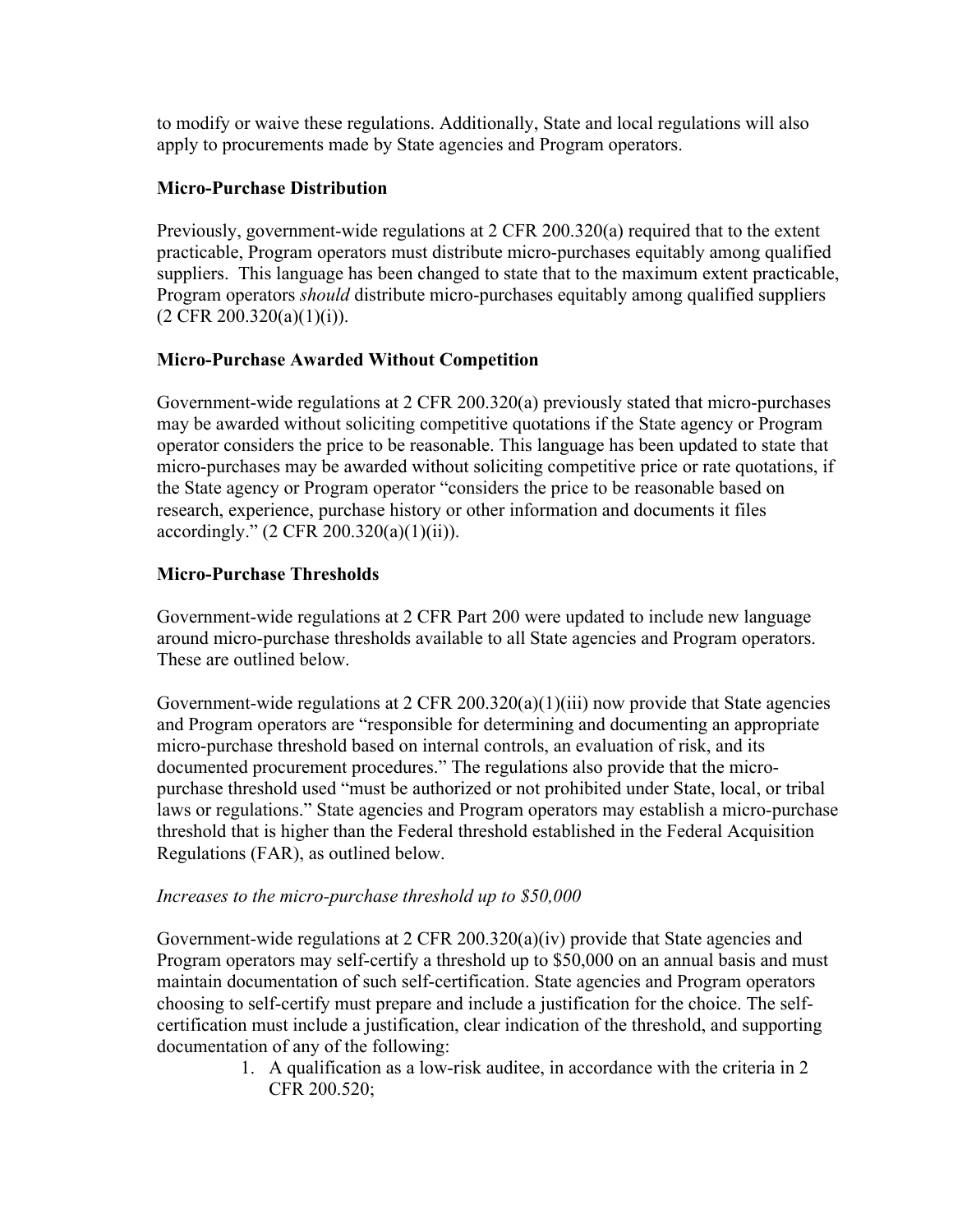to modify or waive these regulations. Additionally, State and local regulations will also apply to procurements made by State agencies and Program operators.

**Micro-Purchase Distribution**

Previously, government-wide regulations at 2 CFR 200.320(a) required that to the extent practicable, Program operators must distribute micro-purchases equitably among qualified suppliers. This language has been changed to state that to the maximum extent practicable, Program operators *should* distribute micro-purchases equitably among qualified suppliers (2 CFR 200.320(a)(1)(i)).

**Micro-Purchase Awarded Without Competition**

Government-wide regulations at 2 CFR 200.320(a) previously stated that micro-purchases may be awarded without soliciting competitive quotations if the State agency or Program operator considers the price to be reasonable. This language has been updated to state that micro-purchases may be awarded without soliciting competitive price or rate quotations, if the State agency or Program operator "considers the price to be reasonable based on research, experience, purchase history or other information and documents it files accordingly." (2 CFR 200.320(a)(1)(ii)).

**Micro-Purchase Thresholds**

Government-wide regulations at 2 CFR Part 200 were updated to include new language around micro-purchase thresholds available to all State agencies and Program operators. These are outlined below.

Government-wide regulations at 2 CFR 200.320(a)(1)(iii) now provide that State agencies and Program operators are "responsible for determining and documenting an appropriate micro-purchase threshold based on internal controls, an evaluation of risk, and its documented procurement procedures." The regulations also provide that the micro-purchase threshold used "must be authorized or not prohibited under State, local, or tribal laws or regulations." State agencies and Program operators may establish a micro-purchase threshold that is higher than the Federal threshold established in the Federal Acquisition Regulations (FAR), as outlined below.

*Increases to the micro-purchase threshold up to $50,000*

Government-wide regulations at 2 CFR 200.320(a)(iv) provide that State agencies and Program operators may self-certify a threshold up to $50,000 on an annual basis and must maintain documentation of such self-certification. State agencies and Program operators choosing to self-certify must prepare and include a justification for the choice. The self-certification must include a justification, clear indication of the threshold, and supporting documentation of any of the following:

1. A qualification as a low-risk auditee, in accordance with the criteria in 2 CFR 200.520;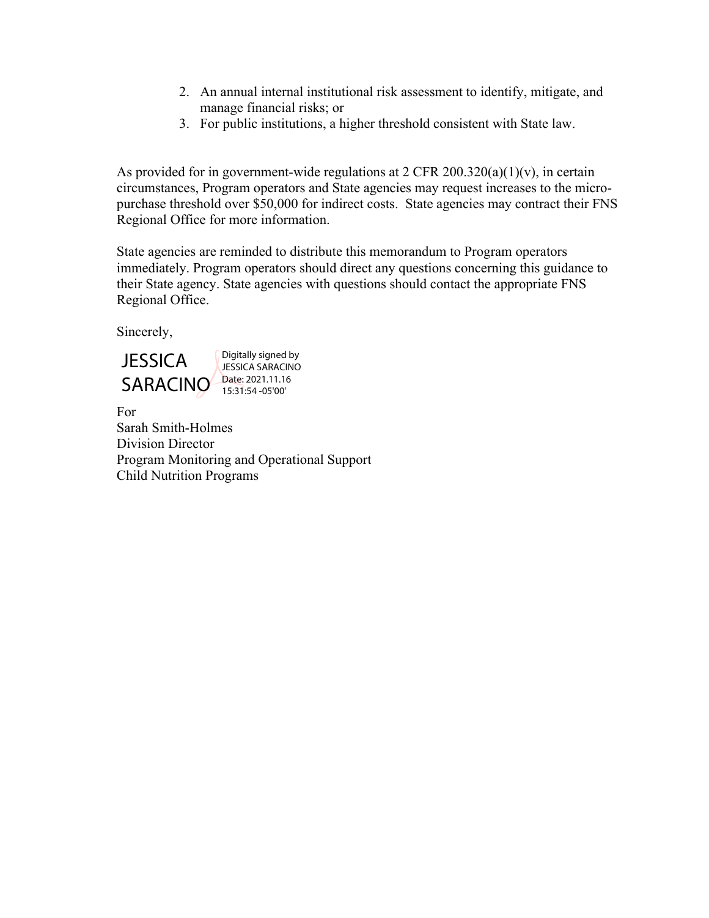2. An annual internal institutional risk assessment to identify, mitigate, and manage financial risks; or
3. For public institutions, a higher threshold consistent with State law.

As provided for in government-wide regulations at 2 CFR 200.320(a)(1)(v), in certain circumstances, Program operators and State agencies may request increases to the micro-purchase threshold over $50,000 for indirect costs. State agencies may contract their FNS Regional Office for more information.

State agencies are reminded to distribute this memorandum to Program operators immediately. Program operators should direct any questions concerning this guidance to their State agency. State agencies with questions should contact the appropriate FNS Regional Office.

Sincerely,

JESSICA SARACINO

Digitally signed by JESSICA SARACINO
Date: 2021.11.16 15:31:54 -05'00'

For
Sarah Smith-Holmes
Division Director
Program Monitoring and Operational Support
Child Nutrition Programs